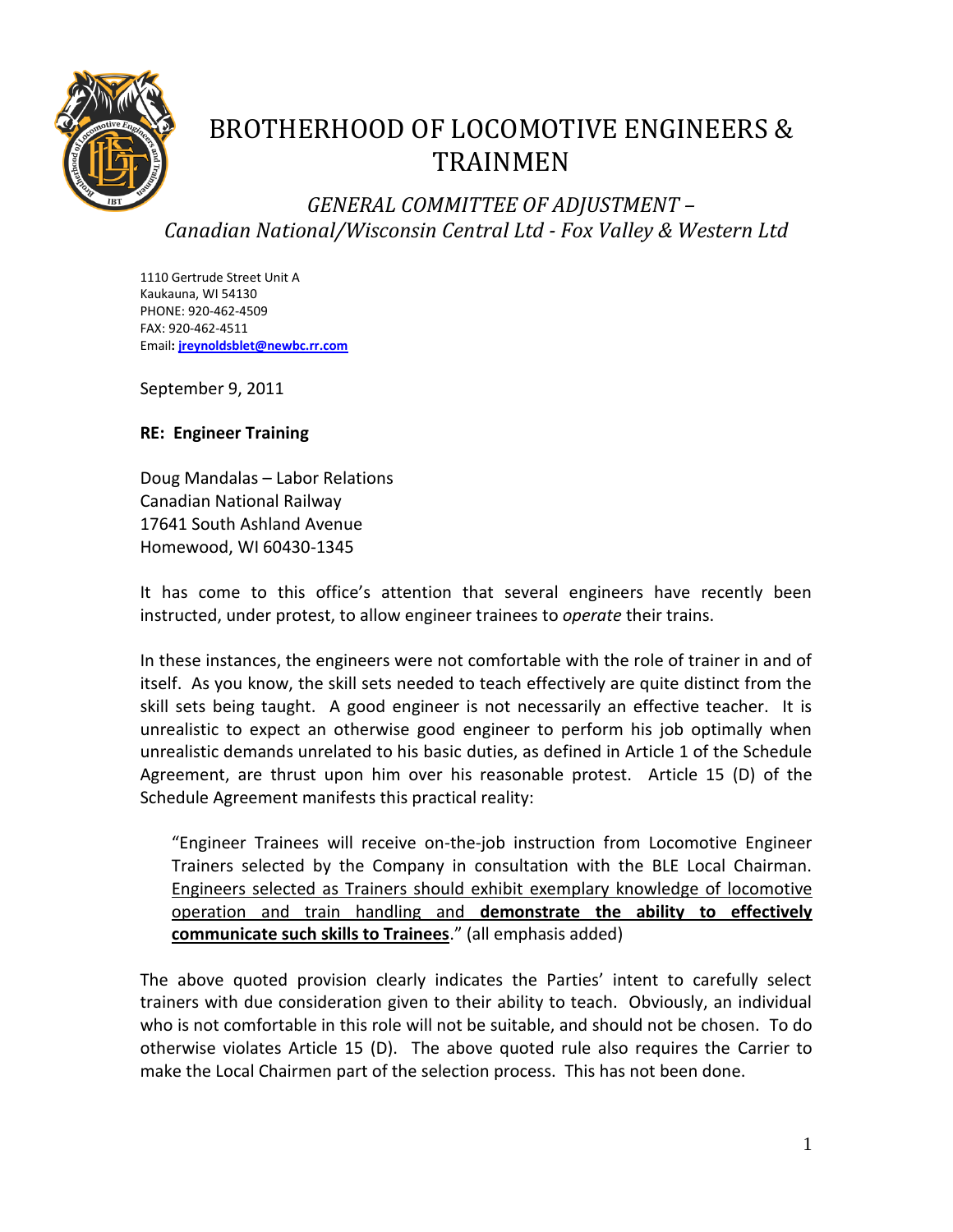# BROTHERHOOD OF LOCOMOTIVE ENGINEERS & TRAINMEN

## *GENERAL COMMITTEE OF ADJUSTMENT – Canadian National/Wisconsin Central Ltd - Fox Valley & Western Ltd*

1110 Gertrude Street Unit A
Kaukauna, WI 54130
PHONE: 920-462-4509
FAX: 920-462-4511
Email: jreynoldsblet@newbc.rr.com

September 9, 2011

**RE: Engineer Training**

Doug Mandalas – Labor Relations
Canadian National Railway
17641 South Ashland Avenue
Homewood, WI 60430-1345

It has come to this office's attention that several engineers have recently been instructed, under protest, to allow engineer trainees to *operate* their trains.

In these instances, the engineers were not comfortable with the role of trainer in and of itself. As you know, the skill sets needed to teach effectively are quite distinct from the skill sets being taught. A good engineer is not necessarily an effective teacher. It is unrealistic to expect an otherwise good engineer to perform his job optimally when unrealistic demands unrelated to his basic duties, as defined in Article 1 of the Schedule Agreement, are thrust upon him over his reasonable protest. Article 15 (D) of the Schedule Agreement manifests this practical reality:

> "Engineer Trainees will receive on-the-job instruction from Locomotive Engineer Trainers selected by the Company in consultation with the BLE Local Chairman. <u>Engineers selected as Trainers should exhibit exemplary knowledge of locomotive operation and train handling and</u> <u>**demonstrate the ability to effectively communicate such skills to Trainees**</u>." (all emphasis added)

The above quoted provision clearly indicates the Parties' intent to carefully select trainers with due consideration given to their ability to teach. Obviously, an individual who is not comfortable in this role will not be suitable, and should not be chosen. To do otherwise violates Article 15 (D). The above quoted rule also requires the Carrier to make the Local Chairmen part of the selection process. This has not been done.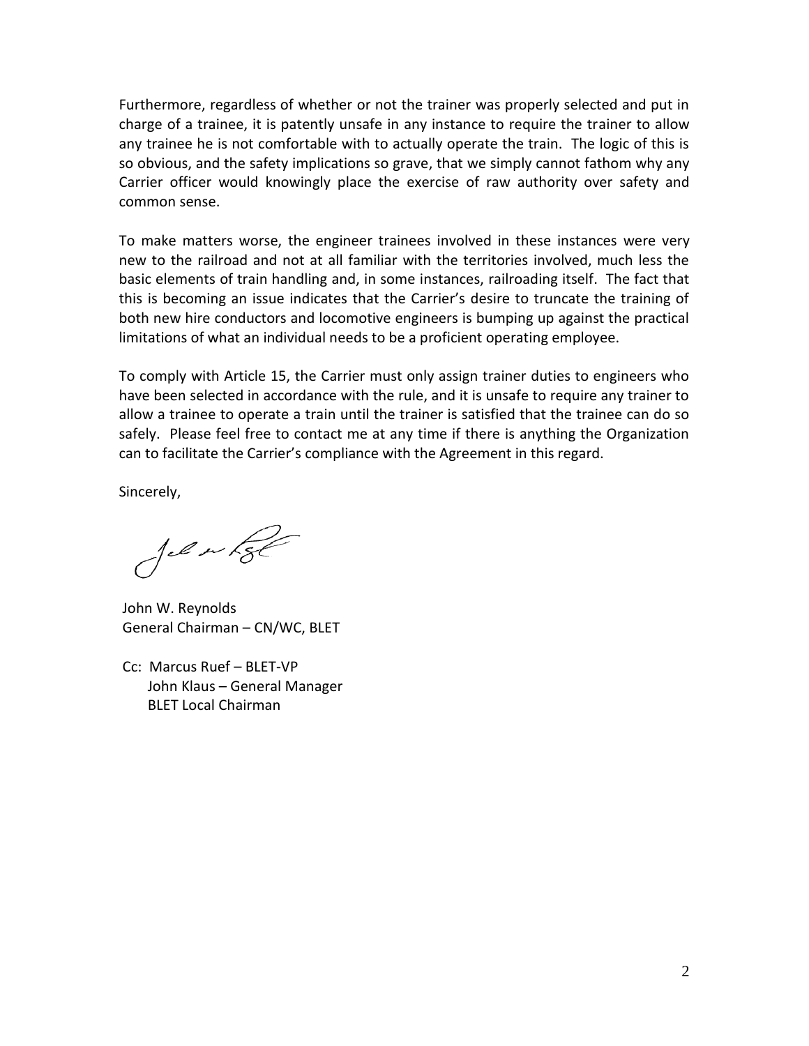Furthermore, regardless of whether or not the trainer was properly selected and put in charge of a trainee, it is patently unsafe in any instance to require the trainer to allow any trainee he is not comfortable with to actually operate the train. The logic of this is so obvious, and the safety implications so grave, that we simply cannot fathom why any Carrier officer would knowingly place the exercise of raw authority over safety and common sense.

To make matters worse, the engineer trainees involved in these instances were very new to the railroad and not at all familiar with the territories involved, much less the basic elements of train handling and, in some instances, railroading itself. The fact that this is becoming an issue indicates that the Carrier's desire to truncate the training of both new hire conductors and locomotive engineers is bumping up against the practical limitations of what an individual needs to be a proficient operating employee.

To comply with Article 15, the Carrier must only assign trainer duties to engineers who have been selected in accordance with the rule, and it is unsafe to require any trainer to allow a trainee to operate a train until the trainer is satisfied that the trainee can do so safely. Please feel free to contact me at any time if there is anything the Organization can to facilitate the Carrier's compliance with the Agreement in this regard.

Sincerely,

John W. Reynolds
General Chairman – CN/WC, BLET

Cc: Marcus Ruef – BLET-VP
John Klaus – General Manager
BLET Local Chairman